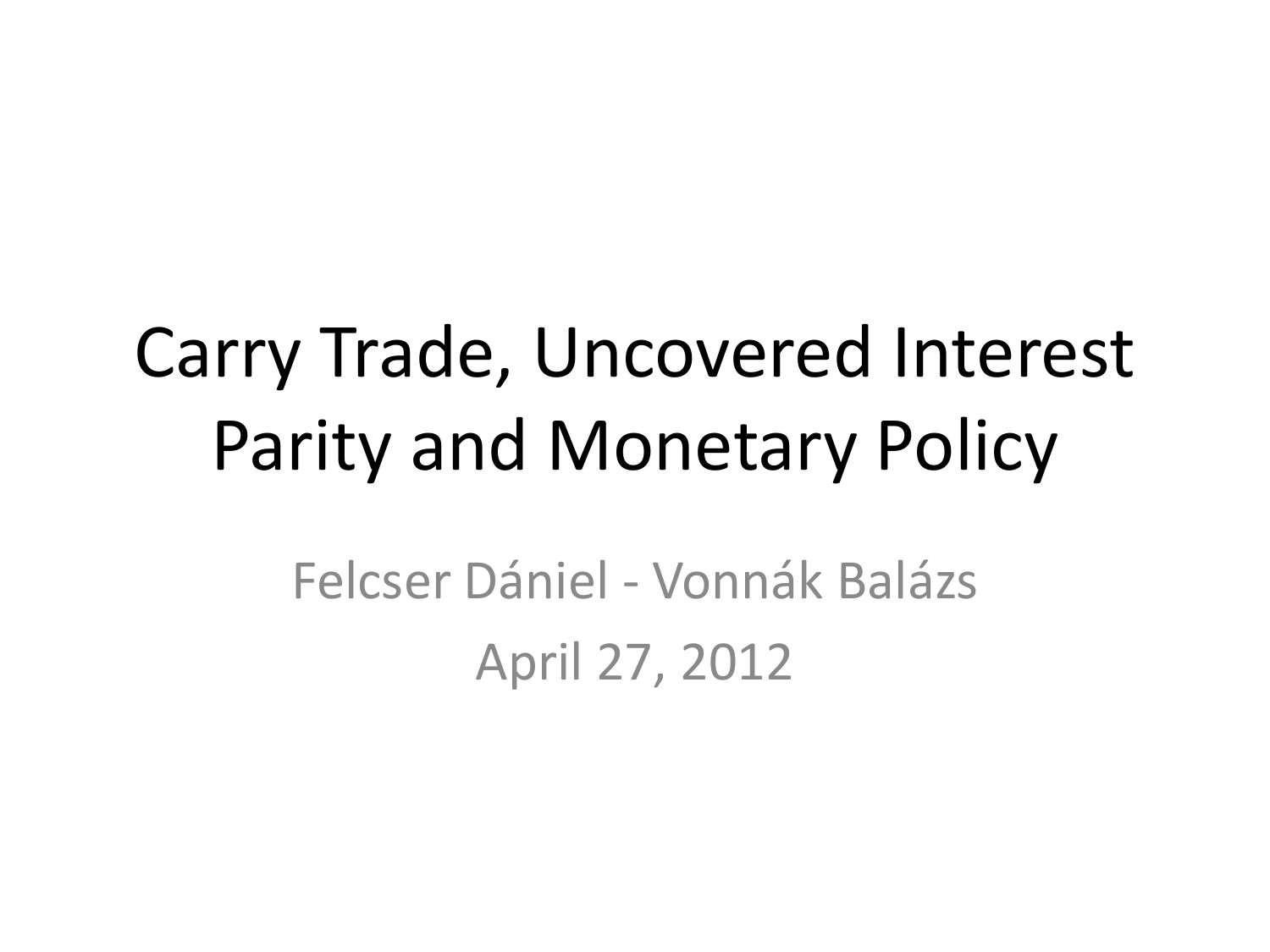# Carry Trade, Uncovered Interest Parity and Monetary Policy

Felcser Dániel - Vonnák Balázs

April 27, 2012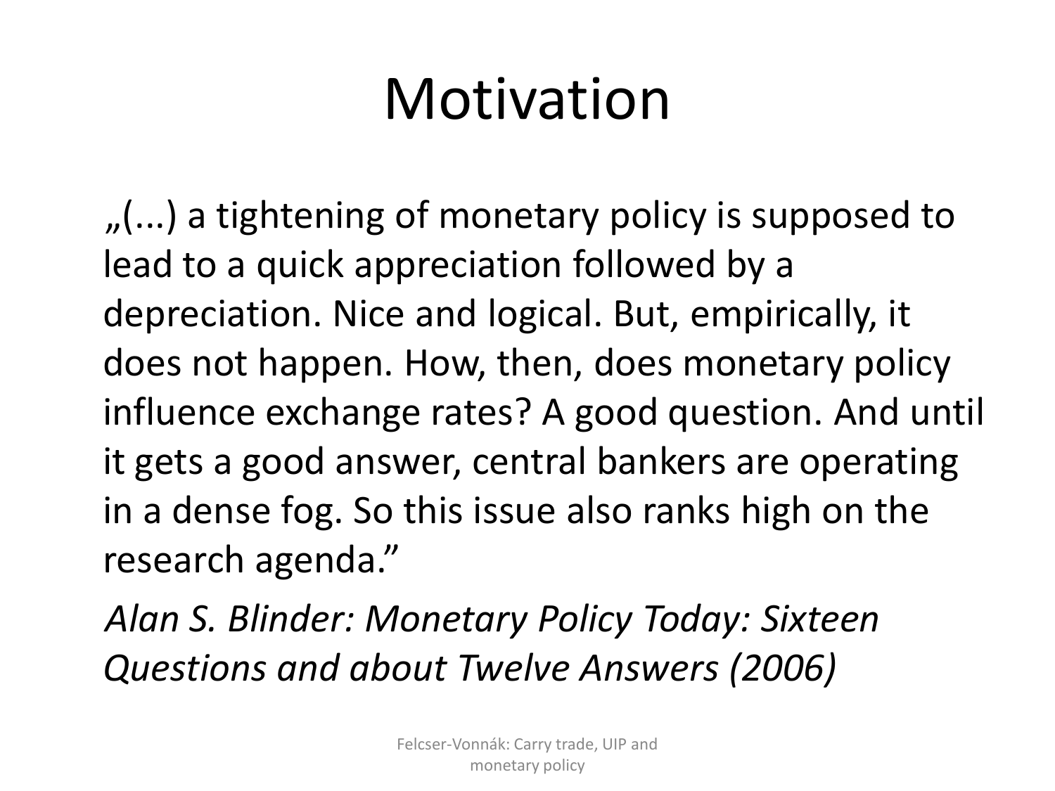# Motivation

„(...) a tightening of monetary policy is supposed to lead to a quick appreciation followed by a depreciation. Nice and logical. But, empirically, it does not happen. How, then, does monetary policy influence exchange rates? A good question. And until it gets a good answer, central bankers are operating in a dense fog. So this issue also ranks high on the research agenda."

*Alan S. Blinder: Monetary Policy Today: Sixteen Questions and about Twelve Answers (2006)*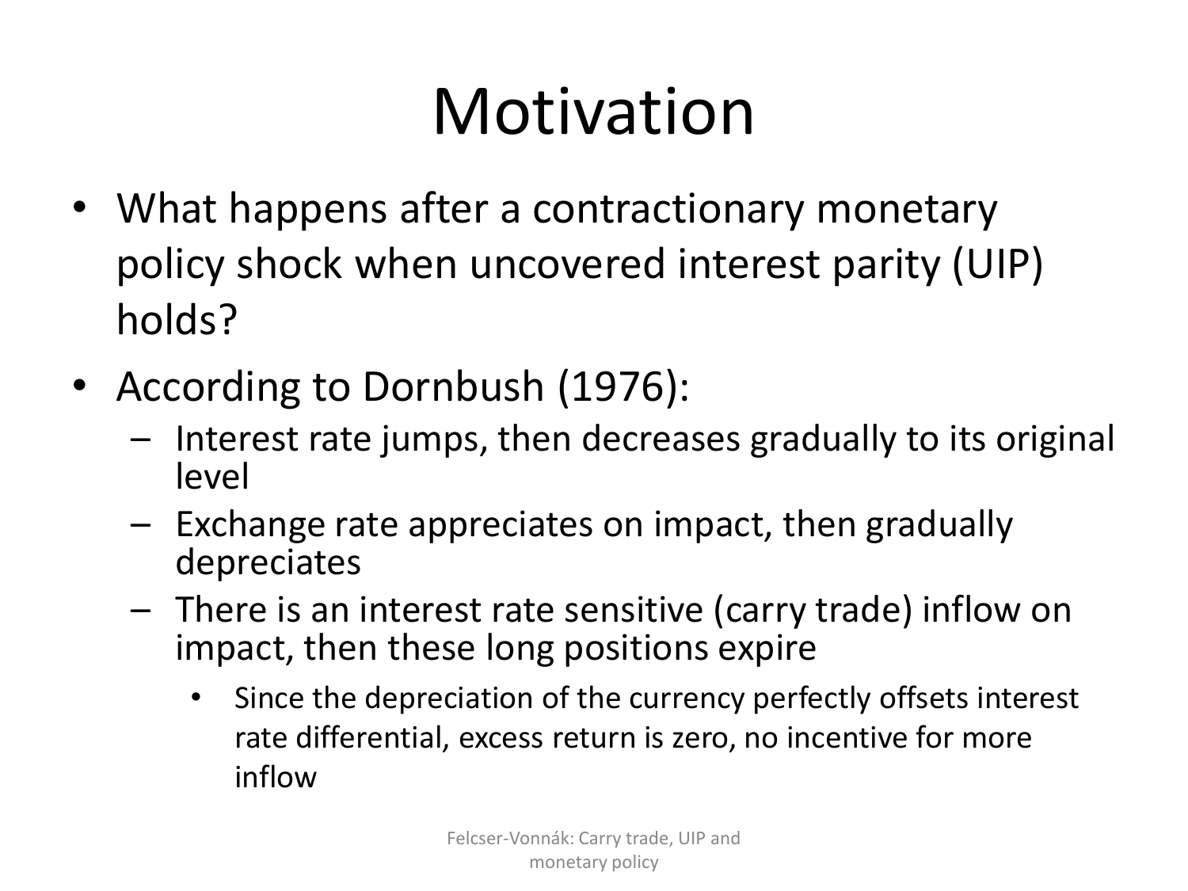# Motivation

- What happens after a contractionary monetary policy shock when uncovered interest parity (UIP) holds?
- According to Dornbush (1976):
  - Interest rate jumps, then decreases gradually to its original level
  - Exchange rate appreciates on impact, then gradually depreciates
  - There is an interest rate sensitive (carry trade) inflow on impact, then these long positions expire
    - Since the depreciation of the currency perfectly offsets interest rate differential, excess return is zero, no incentive for more inflow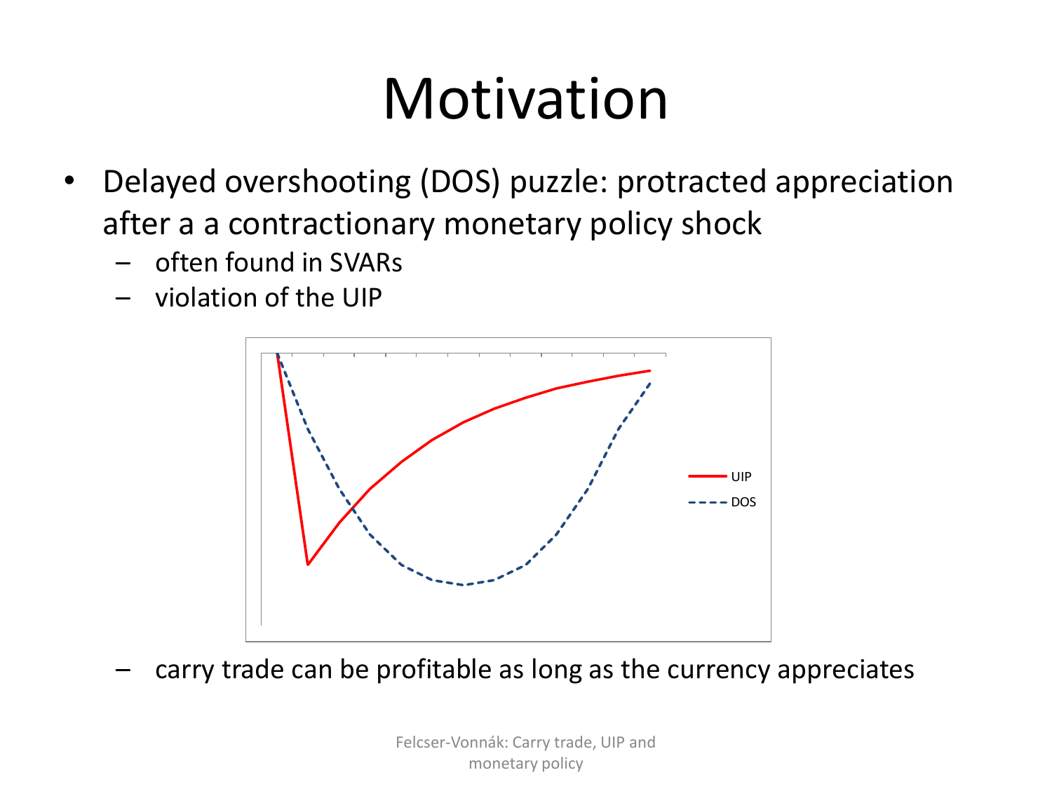# Motivation

- Delayed overshooting (DOS) puzzle: protracted appreciation after a a contractionary monetary policy shock
  - often found in SVARs
  - violation of the UIP

UIP
DOS

  - carry trade can be profitable as long as the currency appreciates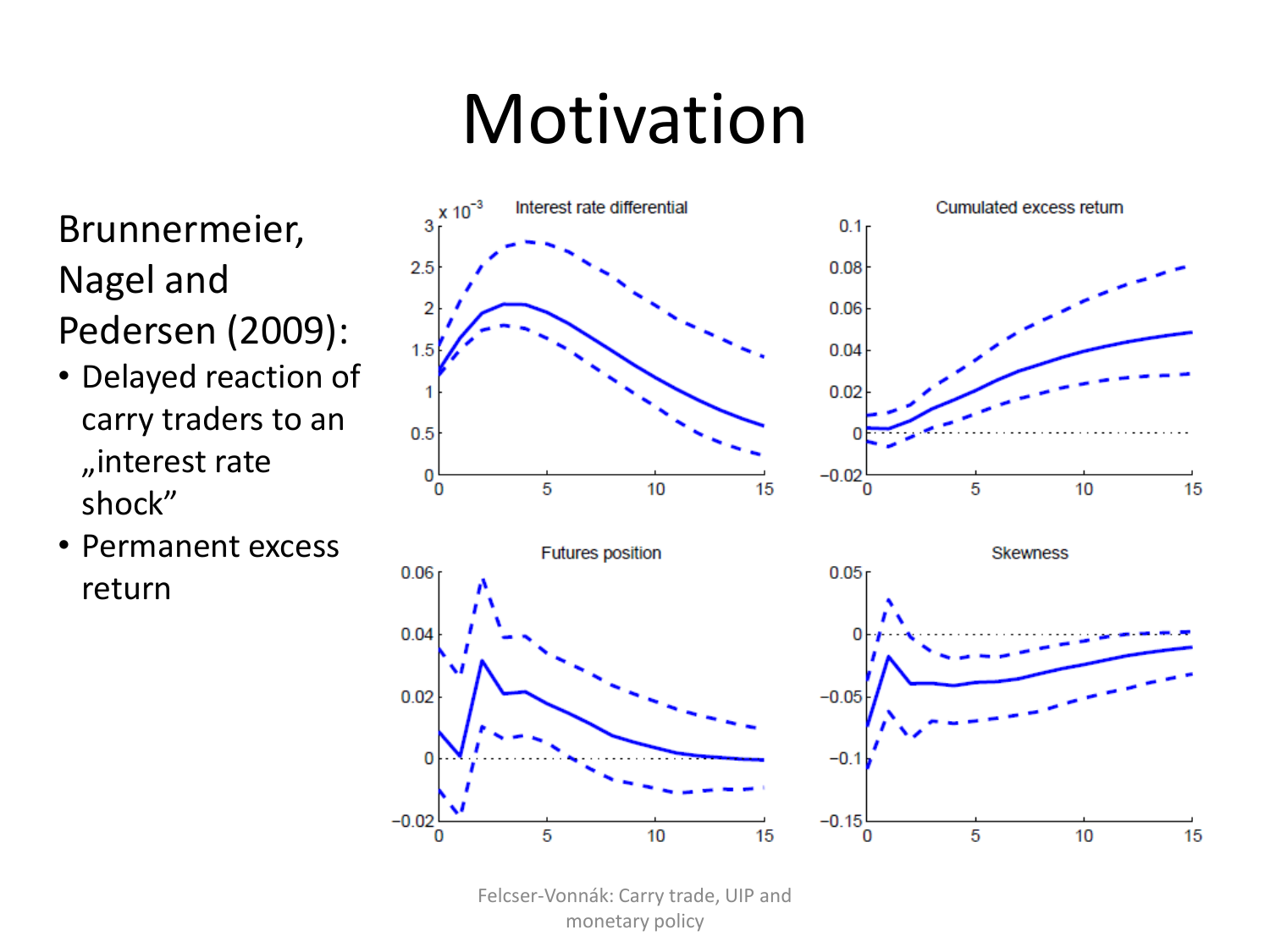# Motivation

Brunnermeier, Nagel and Pedersen (2009):

- Delayed reaction of carry traders to an „interest rate shock"
- Permanent excess return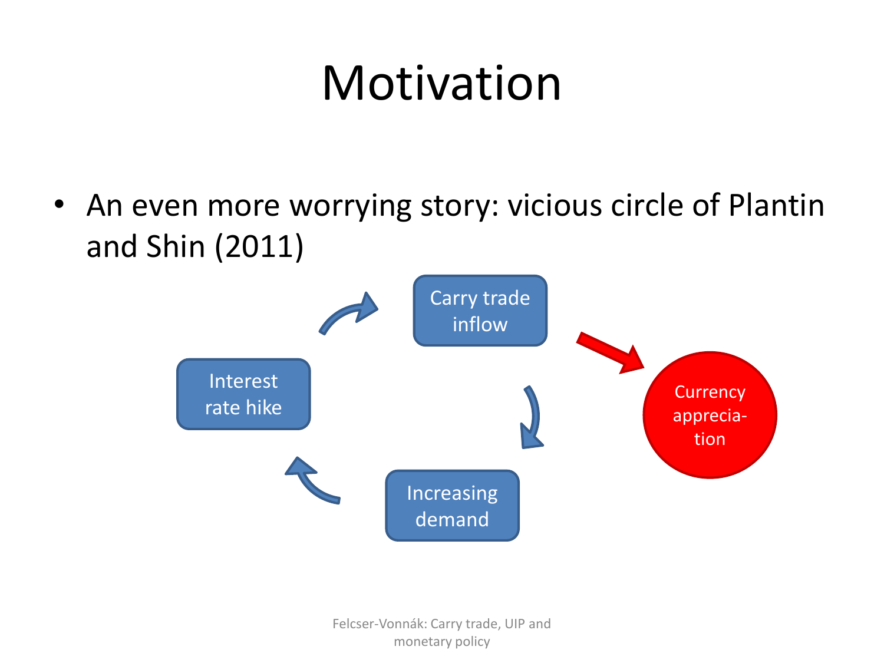# Motivation

- An even more worrying story: vicious circle of Plantin and Shin (2011)

Carry trade inflow

Interest rate hike

Increasing demand

Currency apprecia-tion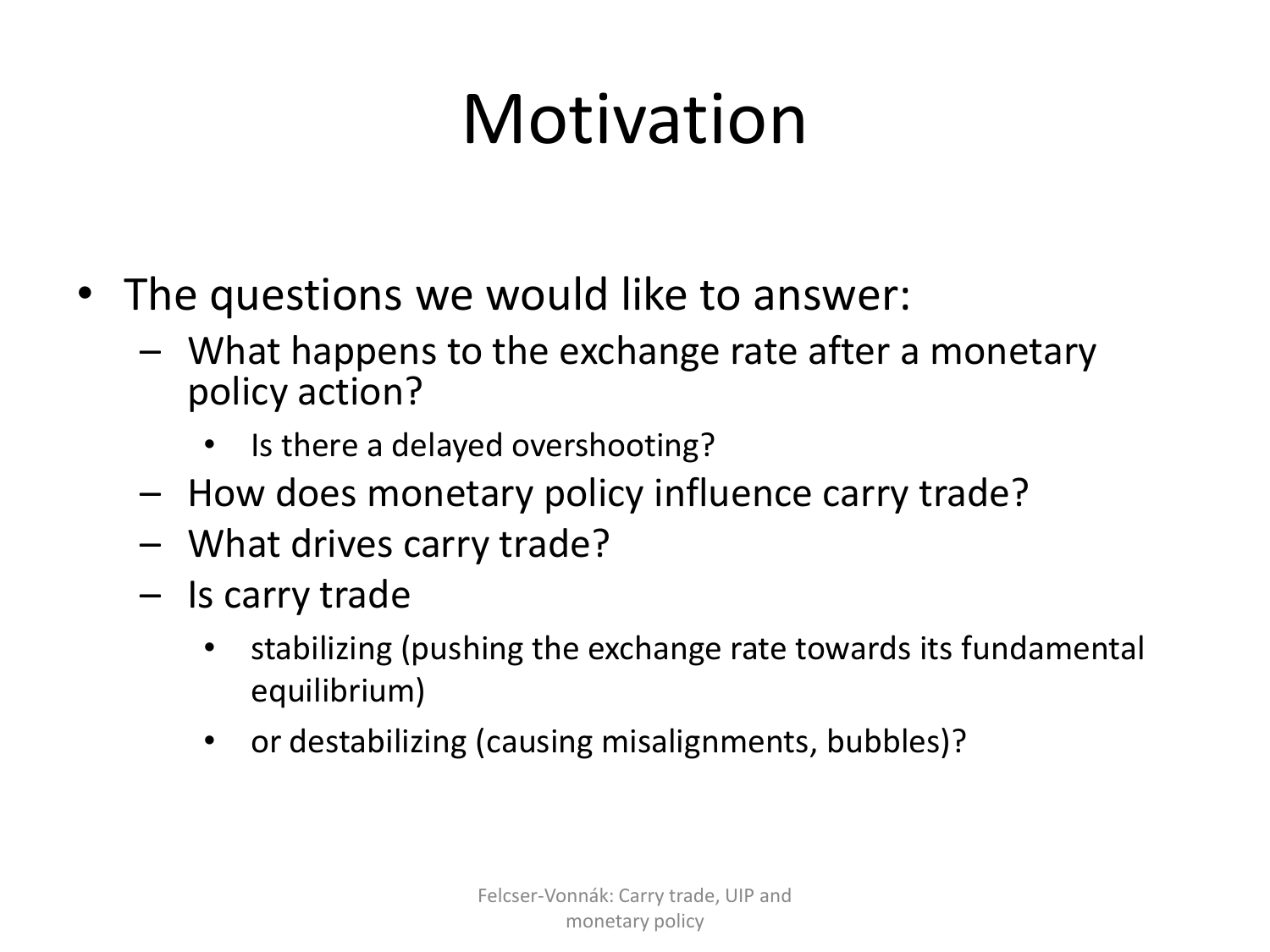# Motivation

- The questions we would like to answer:
  - What happens to the exchange rate after a monetary policy action?
    - Is there a delayed overshooting?
  - How does monetary policy influence carry trade?
  - What drives carry trade?
  - Is carry trade
    - stabilizing (pushing the exchange rate towards its fundamental equilibrium)
    - or destabilizing (causing misalignments, bubbles)?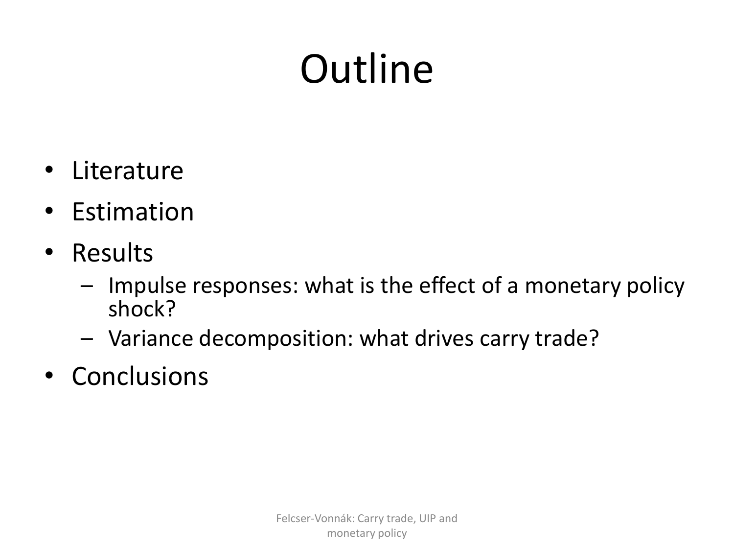# Outline

- Literature
- Estimation
- Results
  - Impulse responses: what is the effect of a monetary policy shock?
  - Variance decomposition: what drives carry trade?
- Conclusions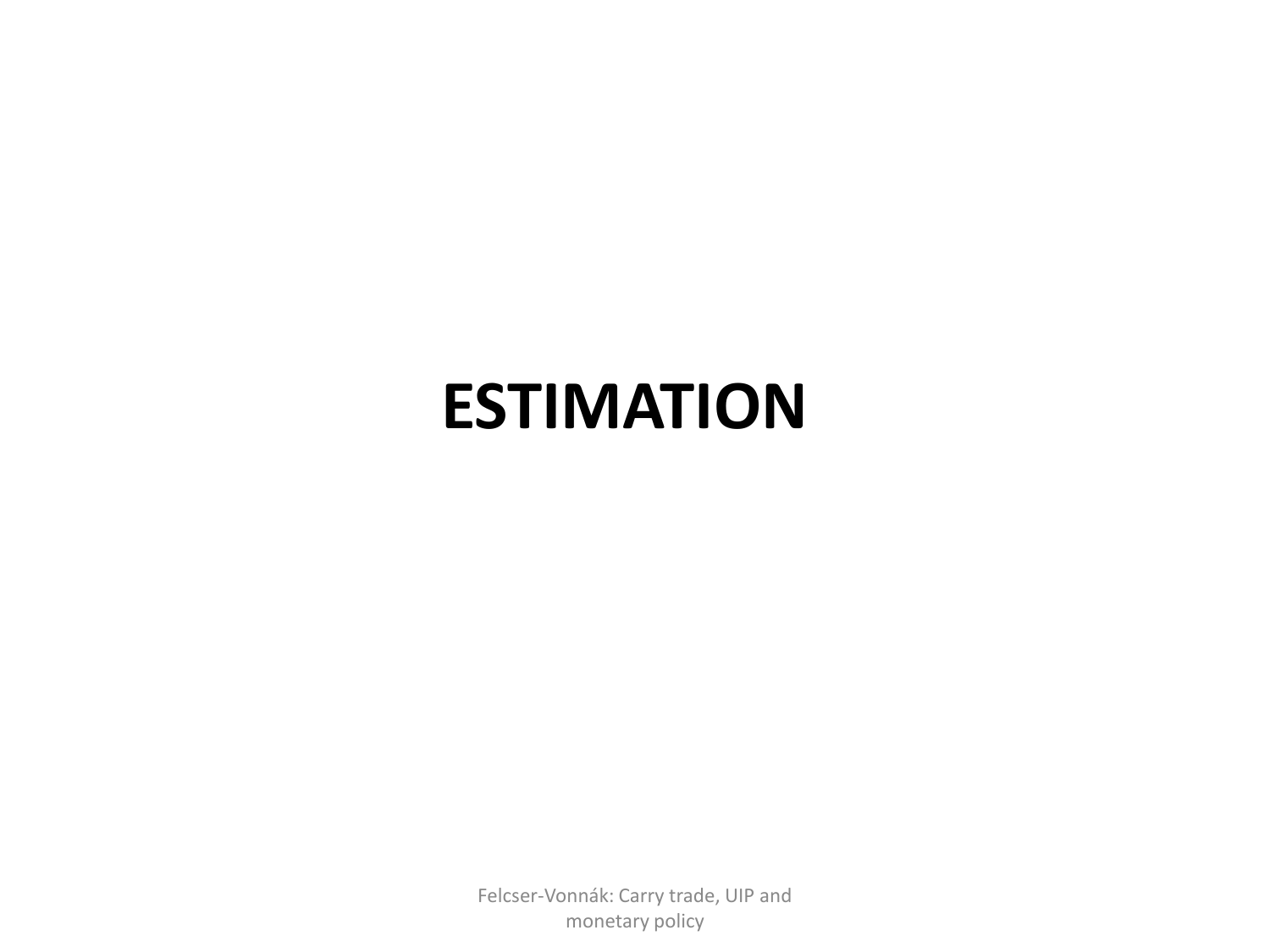# ESTIMATION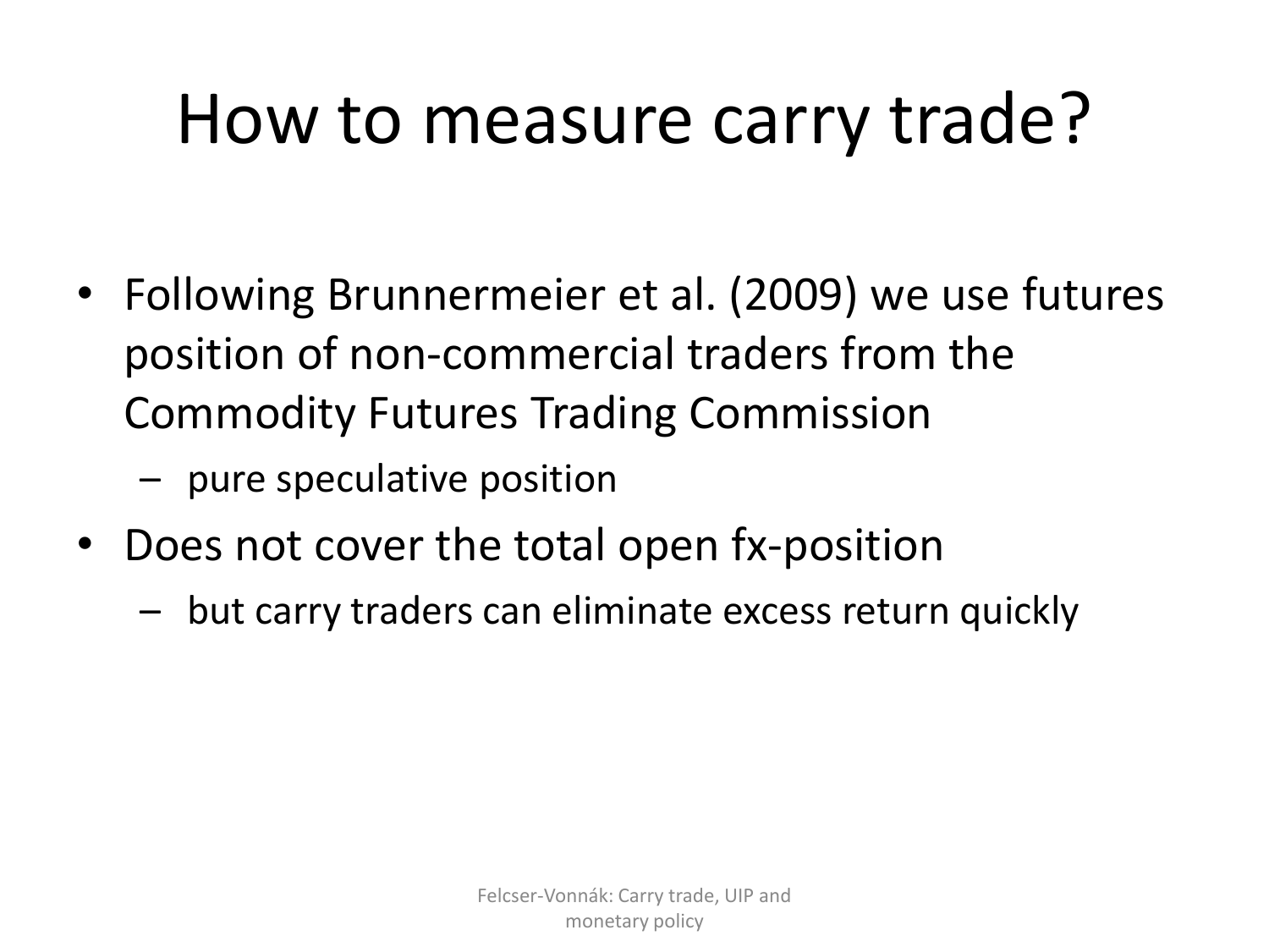# How to measure carry trade?

- Following Brunnermeier et al. (2009) we use futures position of non-commercial traders from the Commodity Futures Trading Commission
  - pure speculative position
- Does not cover the total open fx-position
  - but carry traders can eliminate excess return quickly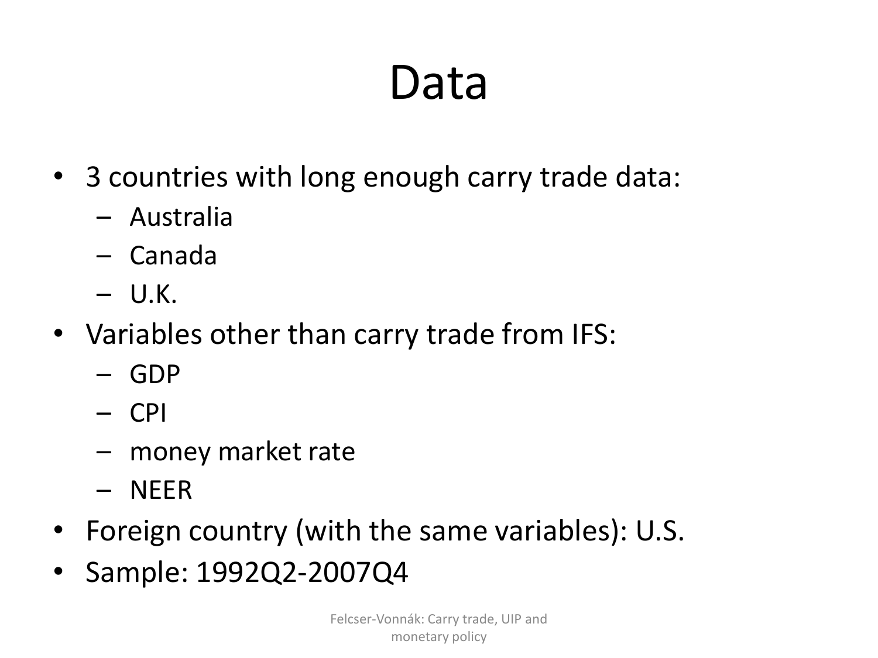# Data

- 3 countries with long enough carry trade data:
  - Australia
  - Canada
  - U.K.
- Variables other than carry trade from IFS:
  - GDP
  - CPI
  - money market rate
  - NEER
- Foreign country (with the same variables): U.S.
- Sample: 1992Q2-2007Q4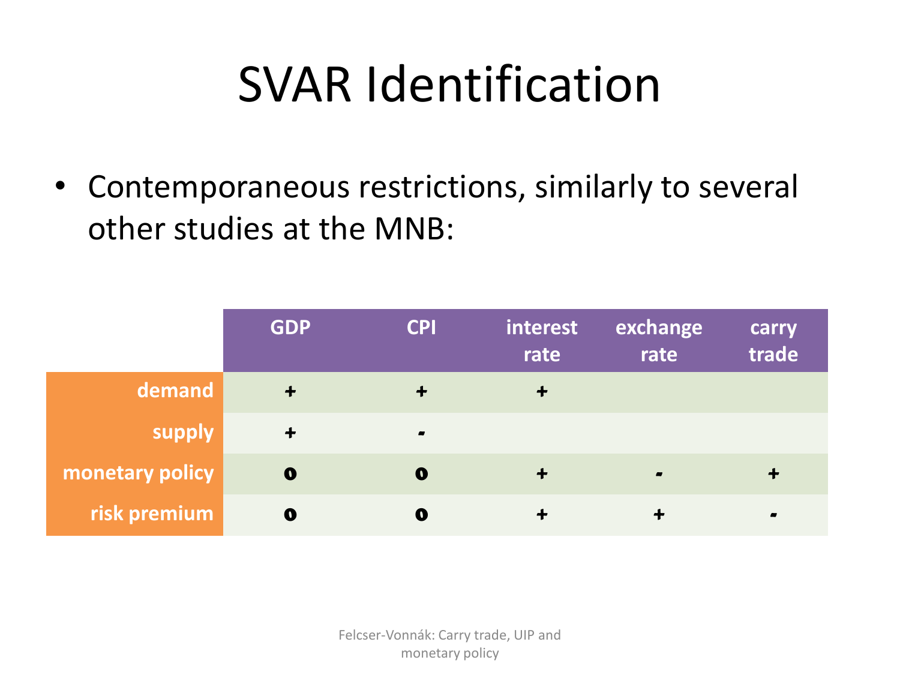# SVAR Identification

- Contemporaneous restrictions, similarly to several other studies at the MNB:

| | GDP | CPI | interest rate | exchange rate | carry trade |
|---|---|---|---|---|---|
| demand | + | + | + | | |
| supply | + | - | | | |
| monetary policy | 0 | 0 | + | - | + |
| risk premium | 0 | 0 | + | + | - |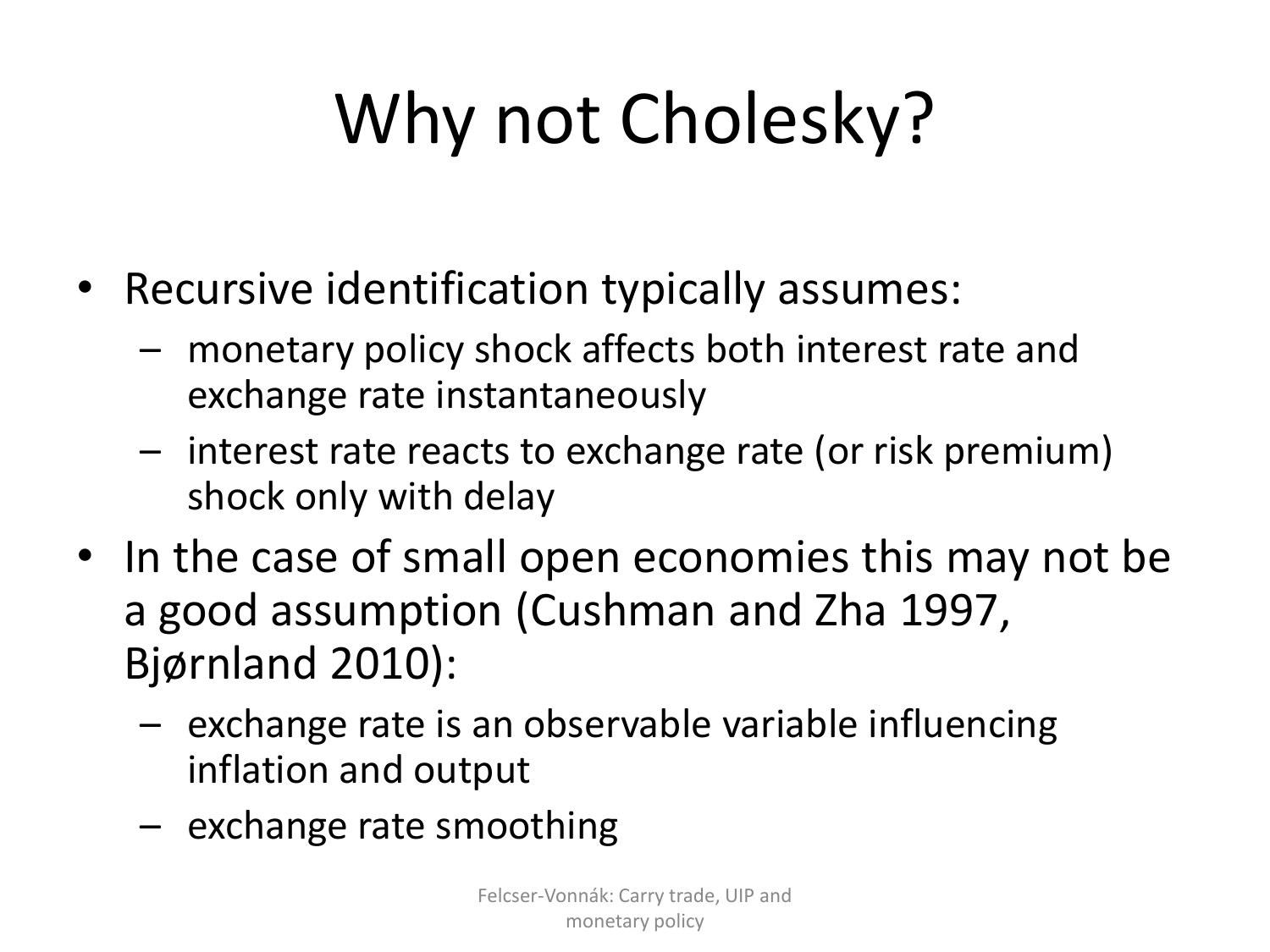# Why not Cholesky?

- Recursive identification typically assumes:
  - monetary policy shock affects both interest rate and exchange rate instantaneously
  - interest rate reacts to exchange rate (or risk premium) shock only with delay
- In the case of small open economies this may not be a good assumption (Cushman and Zha 1997, Bjørnland 2010):
  - exchange rate is an observable variable influencing inflation and output
  - exchange rate smoothing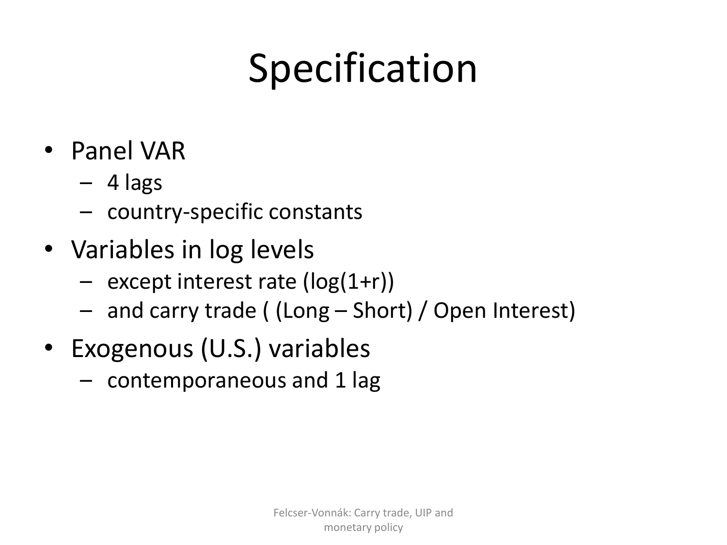# Specification

- Panel VAR
  - 4 lags
  - country-specific constants
- Variables in log levels
  - except interest rate (log(1+r))
  - and carry trade ( (Long – Short) / Open Interest)
- Exogenous (U.S.) variables
  - contemporaneous and 1 lag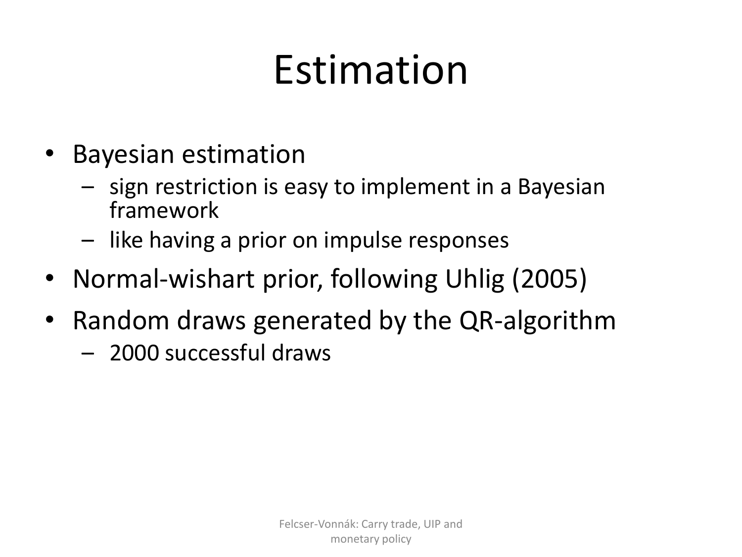# Estimation

- Bayesian estimation
  - sign restriction is easy to implement in a Bayesian framework
  - like having a prior on impulse responses
- Normal-wishart prior, following Uhlig (2005)
- Random draws generated by the QR-algorithm
  - 2000 successful draws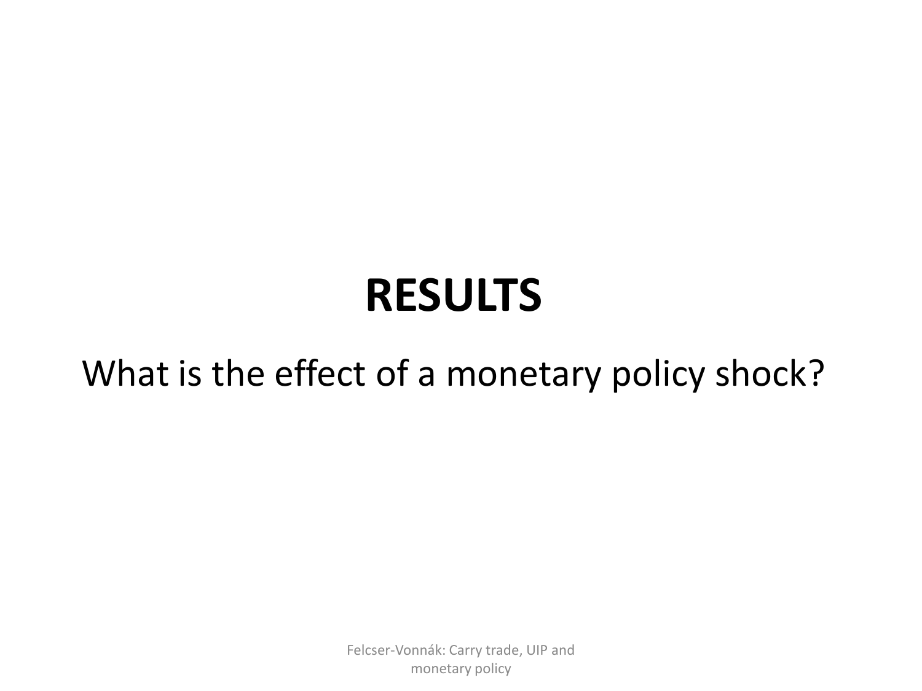# RESULTS

What is the effect of a monetary policy shock?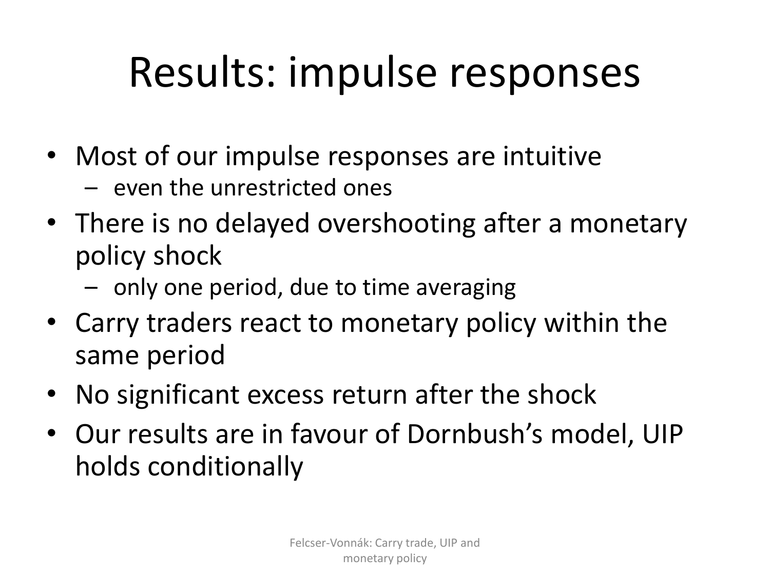# Results: impulse responses

- Most of our impulse responses are intuitive
  - even the unrestricted ones
- There is no delayed overshooting after a monetary policy shock
  - only one period, due to time averaging
- Carry traders react to monetary policy within the same period
- No significant excess return after the shock
- Our results are in favour of Dornbush's model, UIP holds conditionally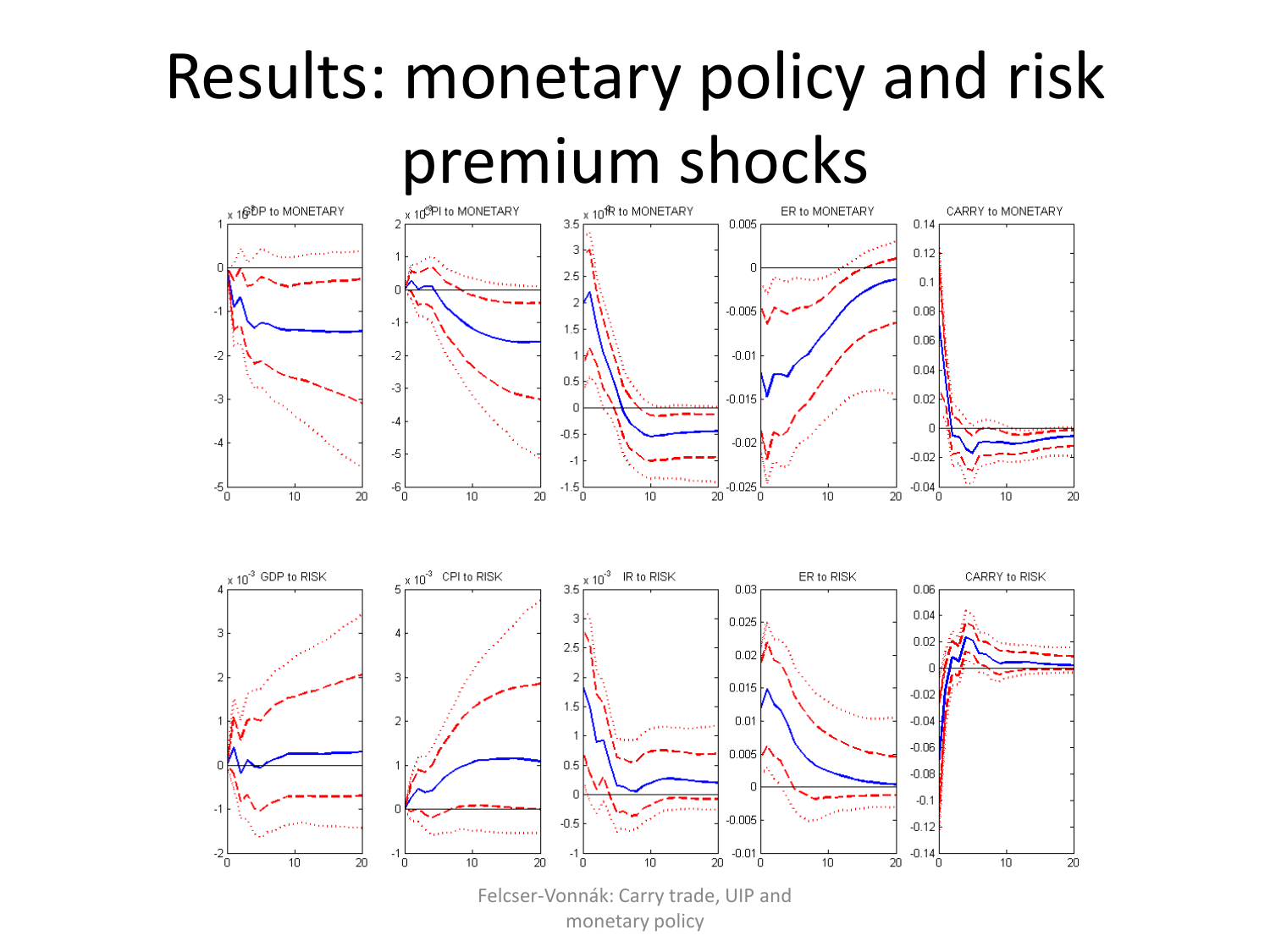# Results: monetary policy and risk premium shocks

Felcser-Vonnák: Carry trade, UIP and monetary policy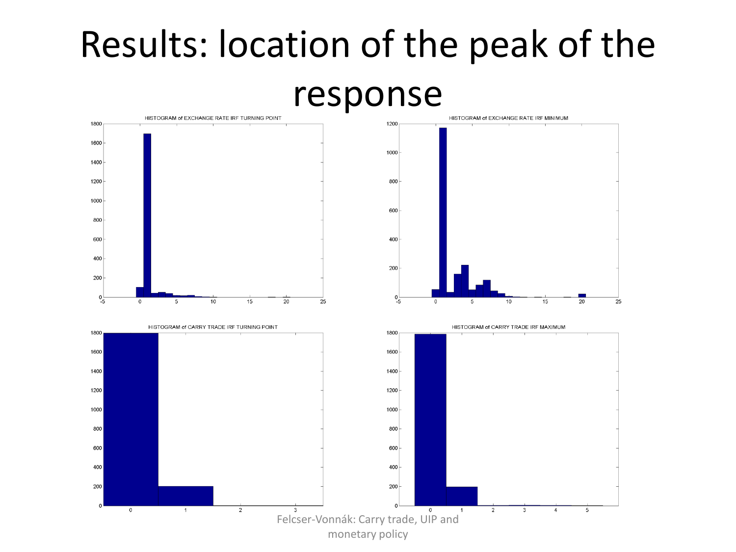# Results: location of the peak of the response

HISTOGRAM of EXCHANGE RATE IRF TURNING POINT

HISTOGRAM of EXCHANGE RATE IRF MINIMUM

HISTOGRAM of CARRY TRADE IRF TURNING POINT

HISTOGRAM of CARRY TRADE IRF MAXIMUM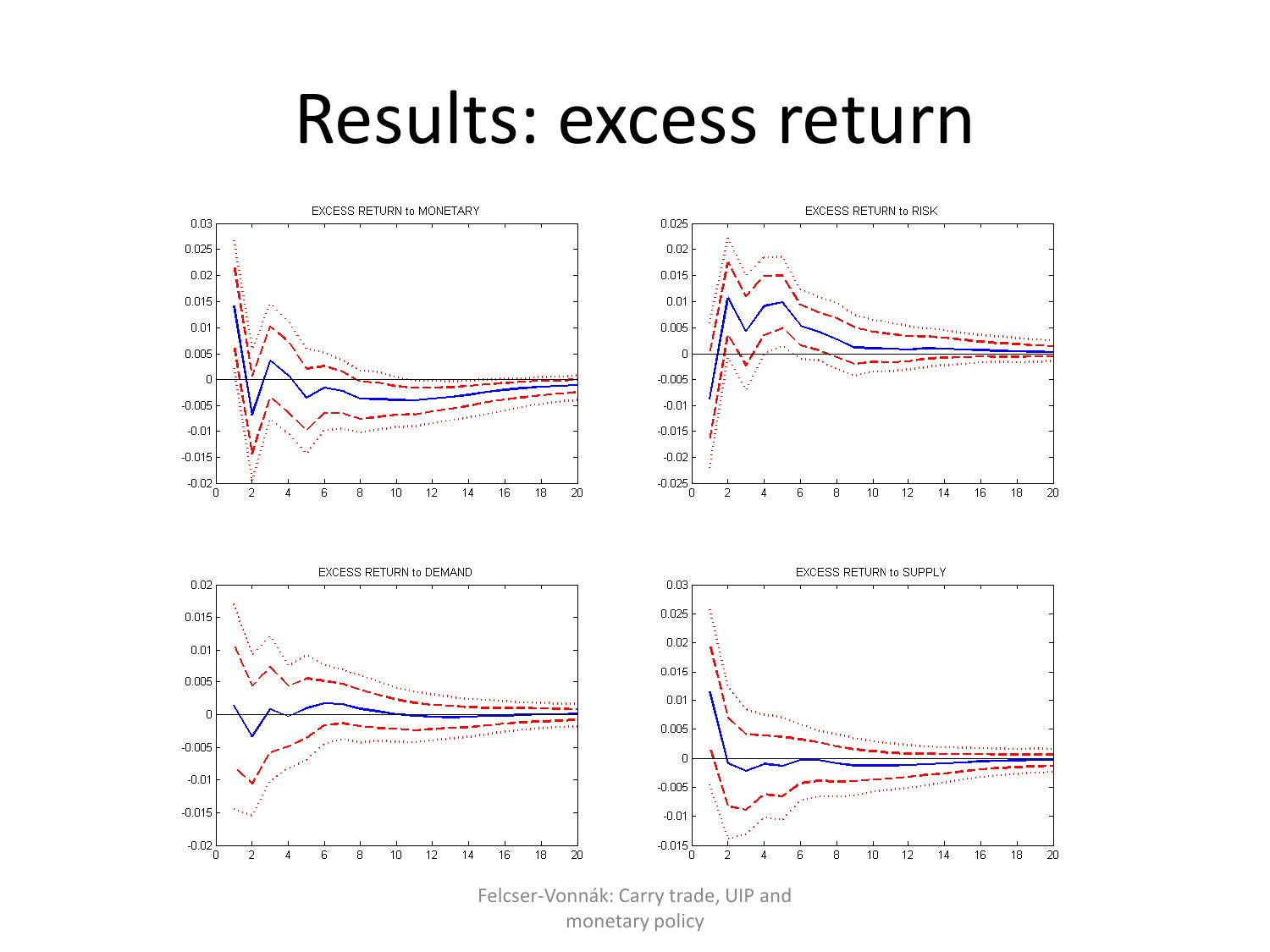# Results: excess return

EXCESS RETURN to MONETARY

EXCESS RETURN to RISK

EXCESS RETURN to DEMAND

EXCESS RETURN to SUPPLY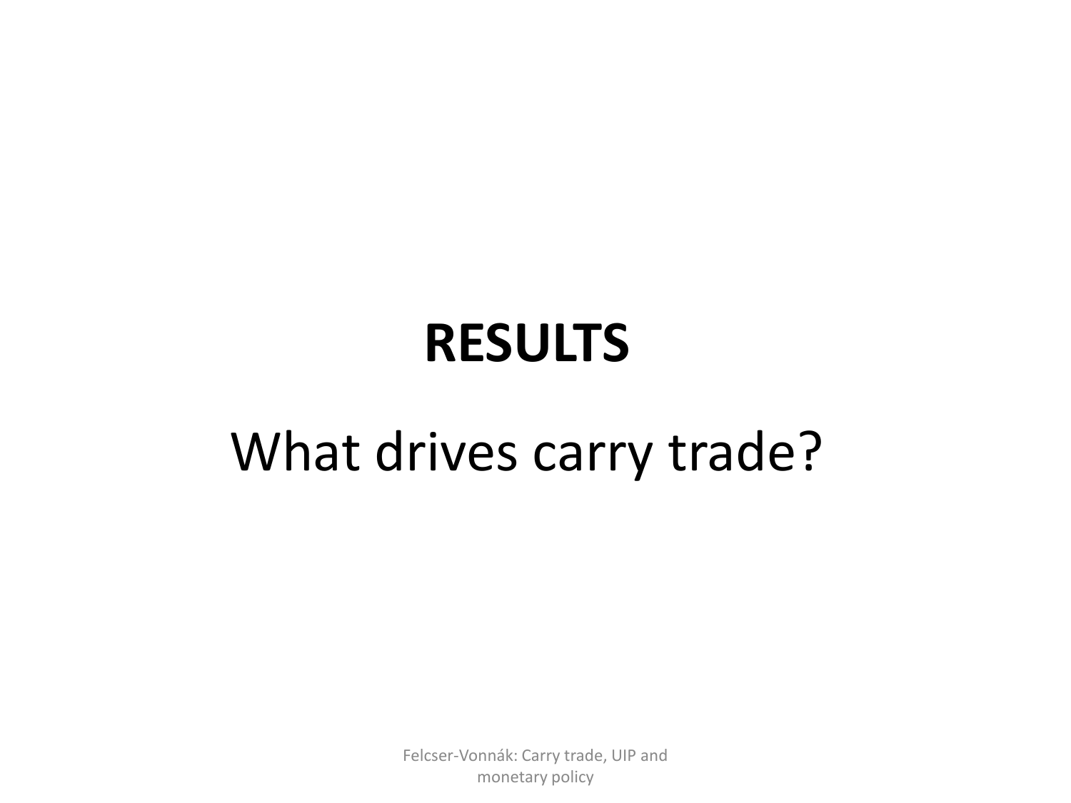# RESULTS

## What drives carry trade?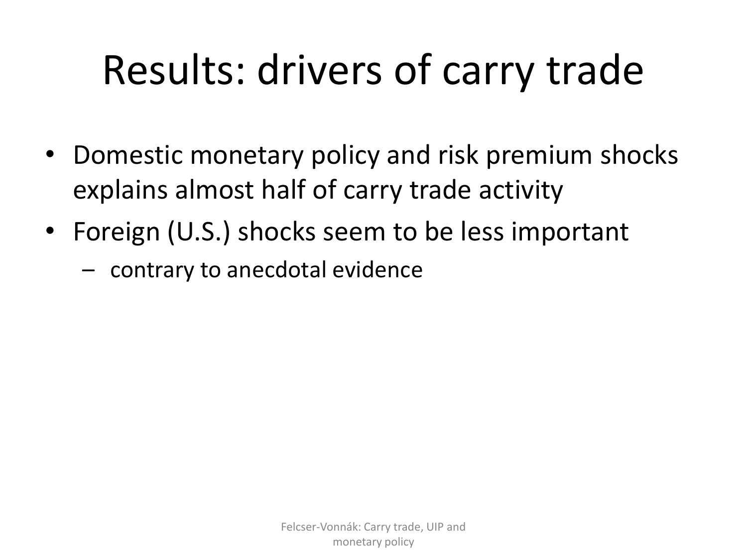# Results: drivers of carry trade

- Domestic monetary policy and risk premium shocks explains almost half of carry trade activity
- Foreign (U.S.) shocks seem to be less important
  - contrary to anecdotal evidence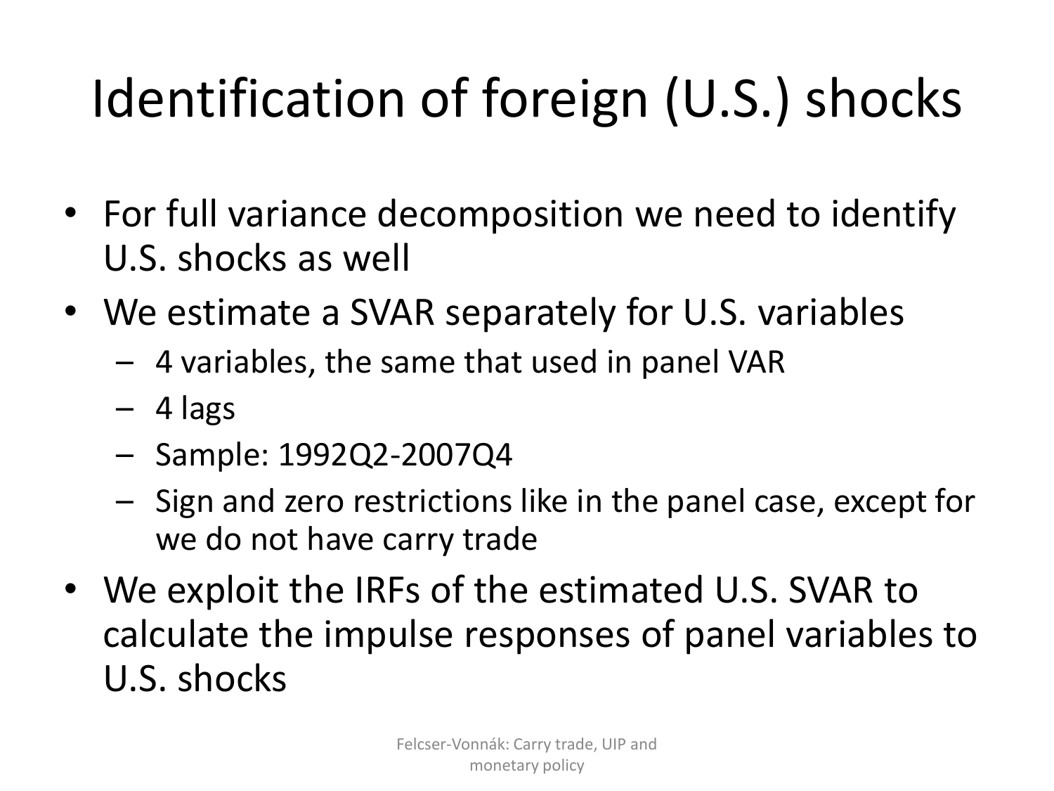# Identification of foreign (U.S.) shocks

- For full variance decomposition we need to identify U.S. shocks as well
- We estimate a SVAR separately for U.S. variables
  - 4 variables, the same that used in panel VAR
  - 4 lags
  - Sample: 1992Q2-2007Q4
  - Sign and zero restrictions like in the panel case, except for we do not have carry trade
- We exploit the IRFs of the estimated U.S. SVAR to calculate the impulse responses of panel variables to U.S. shocks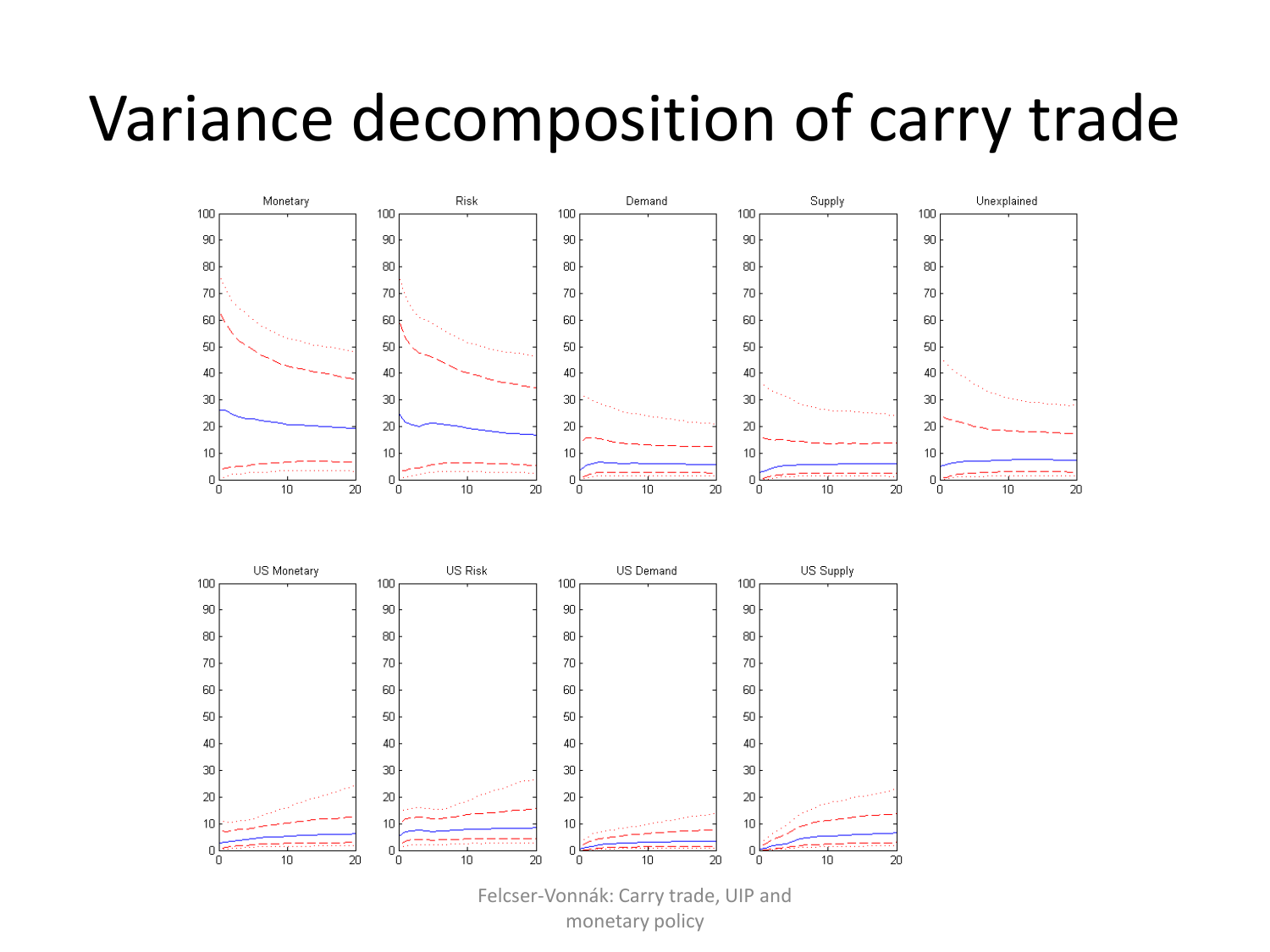# Variance decomposition of carry trade

Monetary

Risk

Demand

Supply

Unexplained

US Monetary

US Risk

US Demand

US Supply

Felcser-Vonnák: Carry trade, UIP and monetary policy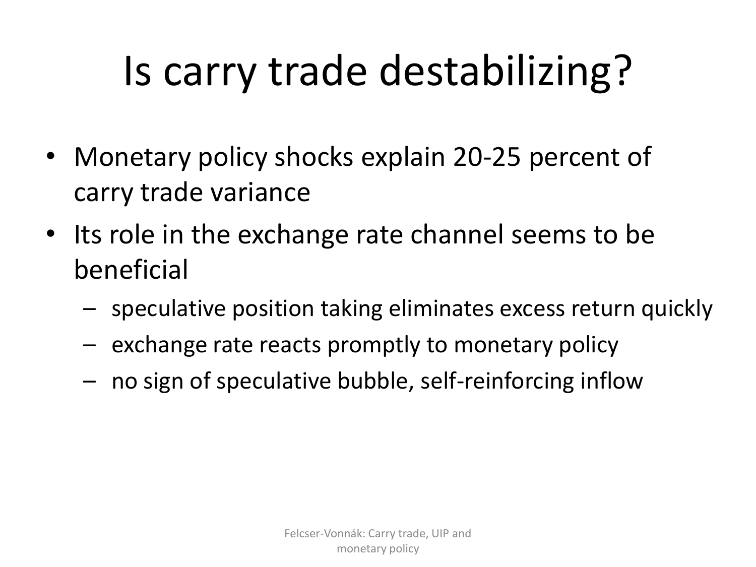# Is carry trade destabilizing?

- Monetary policy shocks explain 20-25 percent of carry trade variance
- Its role in the exchange rate channel seems to be beneficial
  - speculative position taking eliminates excess return quickly
  - exchange rate reacts promptly to monetary policy
  - no sign of speculative bubble, self-reinforcing inflow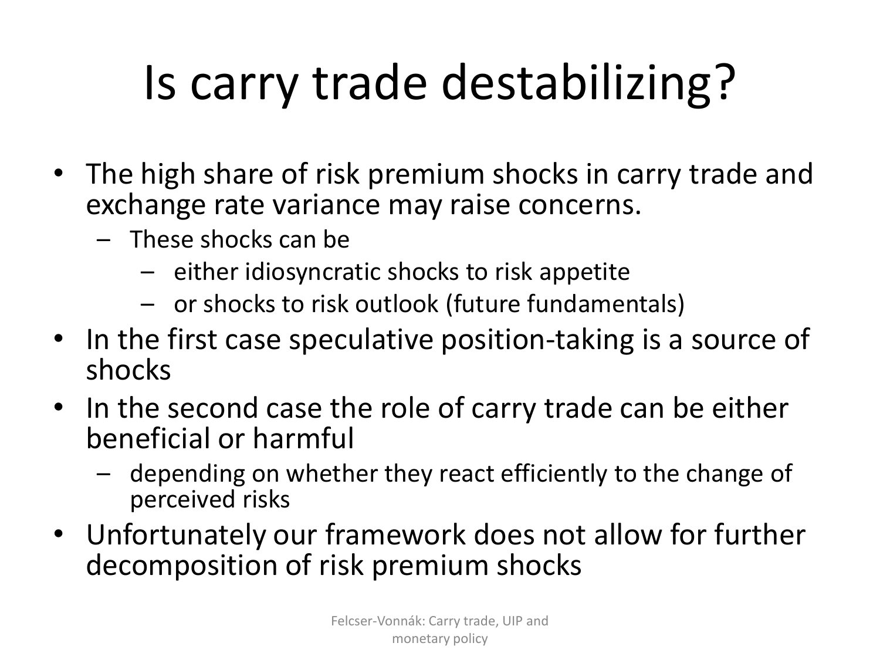# Is carry trade destabilizing?

- The high share of risk premium shocks in carry trade and exchange rate variance may raise concerns.
  - These shocks can be
    - either idiosyncratic shocks to risk appetite
    - or shocks to risk outlook (future fundamentals)
- In the first case speculative position-taking is a source of shocks
- In the second case the role of carry trade can be either beneficial or harmful
  - depending on whether they react efficiently to the change of perceived risks
- Unfortunately our framework does not allow for further decomposition of risk premium shocks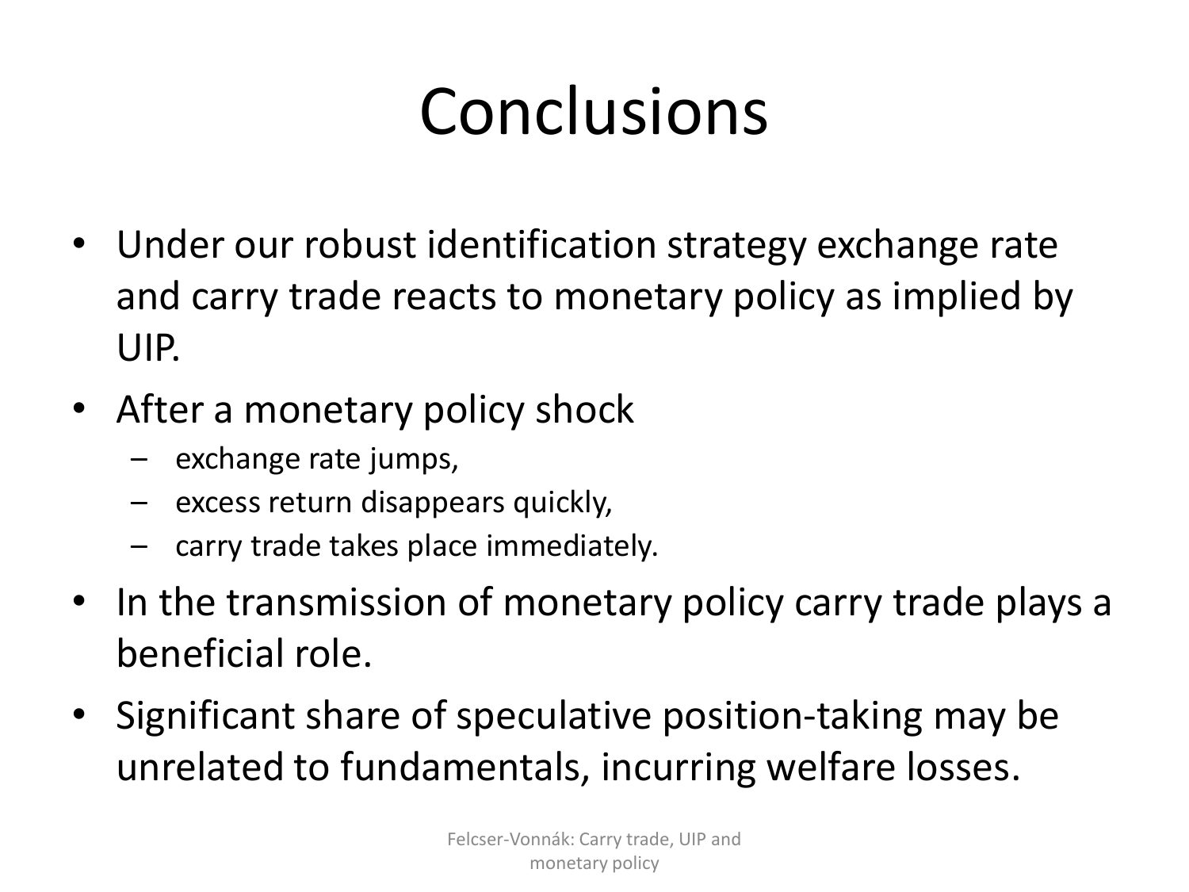# Conclusions

- Under our robust identification strategy exchange rate and carry trade reacts to monetary policy as implied by UIP.
- After a monetary policy shock
  - exchange rate jumps,
  - excess return disappears quickly,
  - carry trade takes place immediately.
- In the transmission of monetary policy carry trade plays a beneficial role.
- Significant share of speculative position-taking may be unrelated to fundamentals, incurring welfare losses.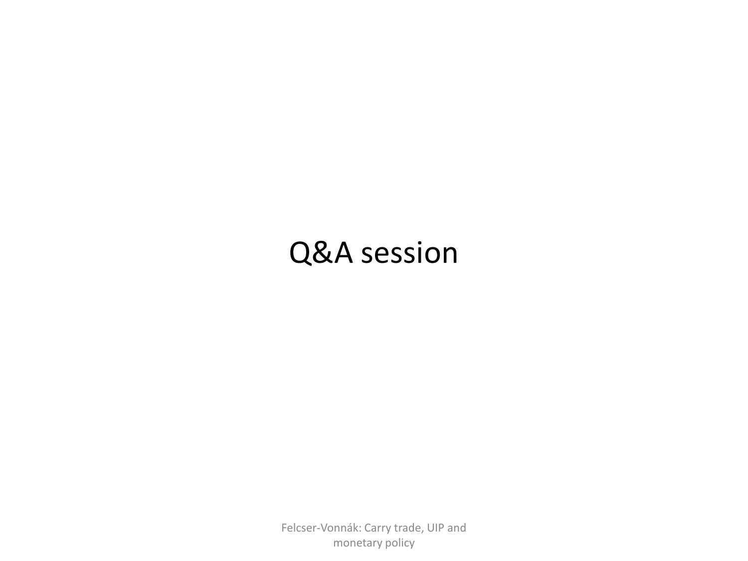# Q&A session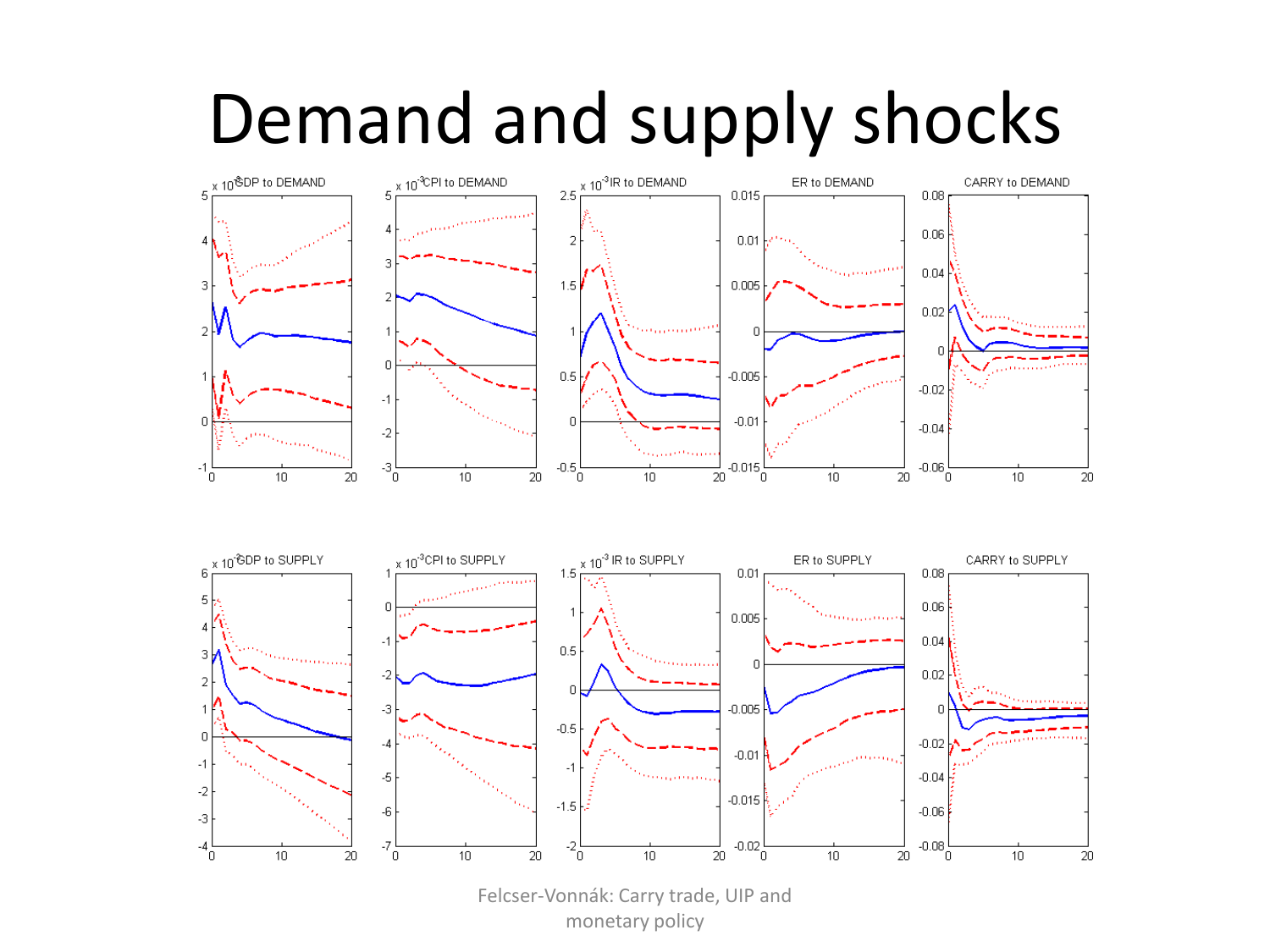# Demand and supply shocks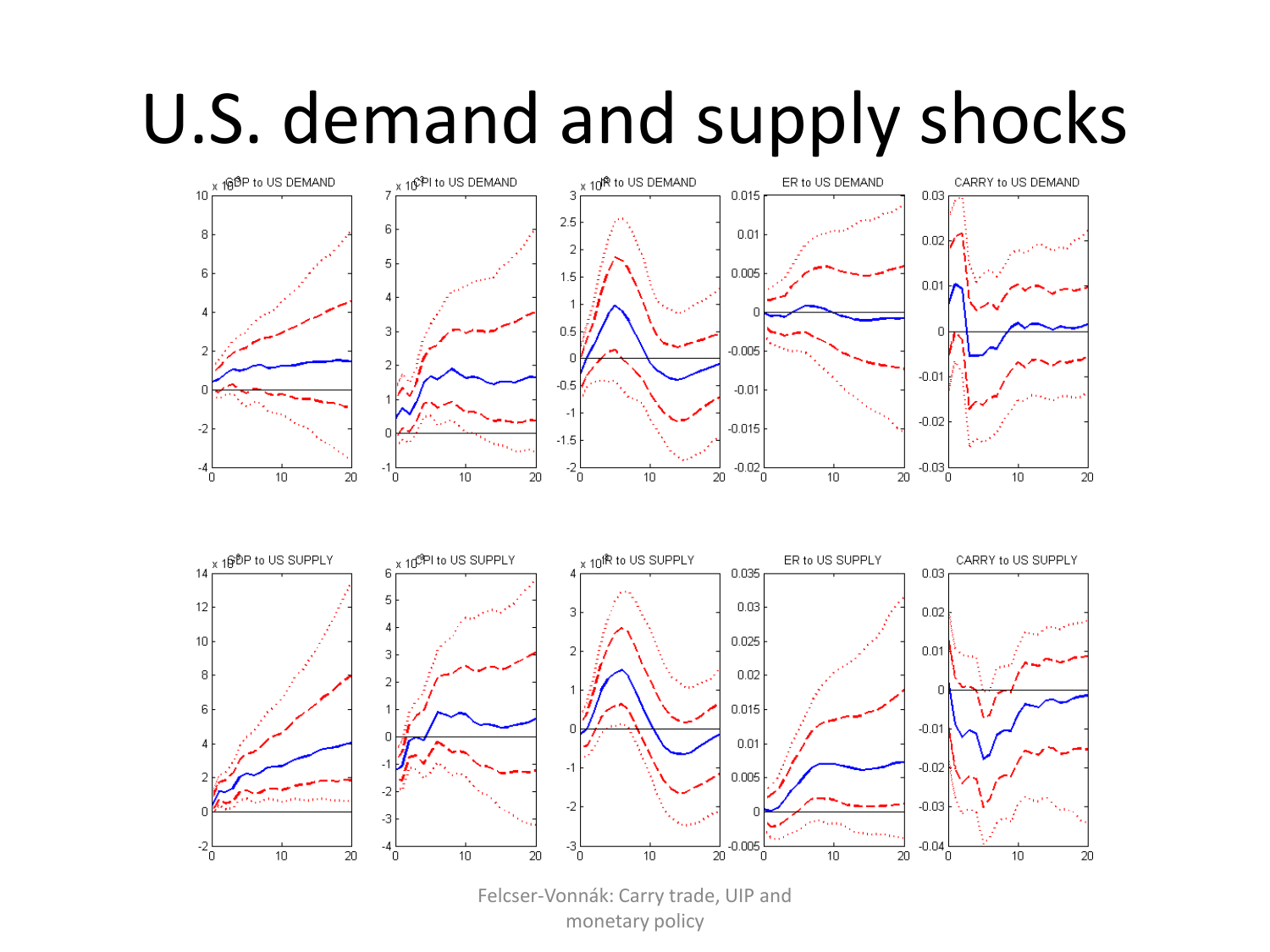# U.S. demand and supply shocks

Felcser-Vonnák: Carry trade, UIP and monetary policy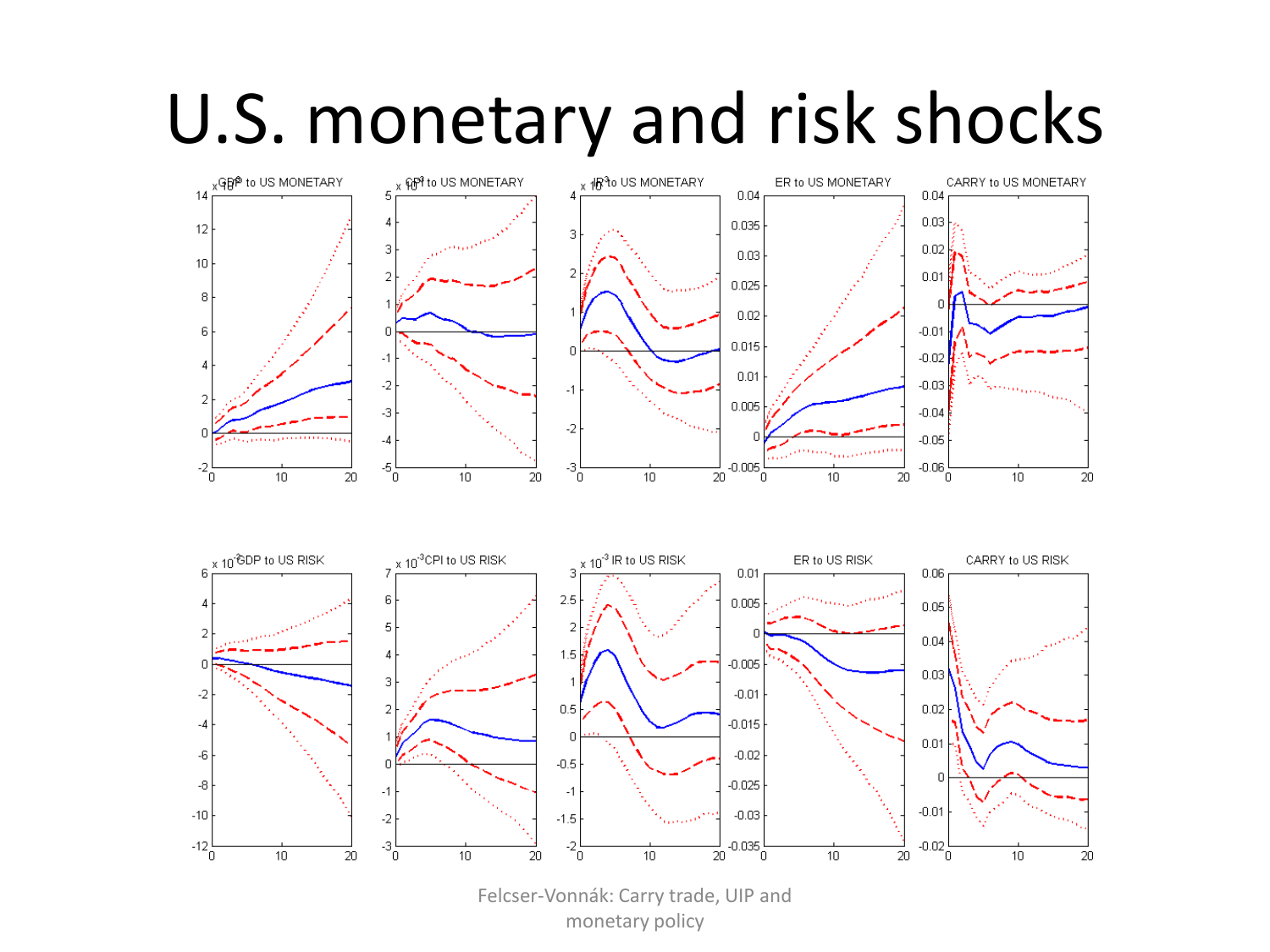# U.S. monetary and risk shocks

Felcser-Vonnák: Carry trade, UIP and monetary policy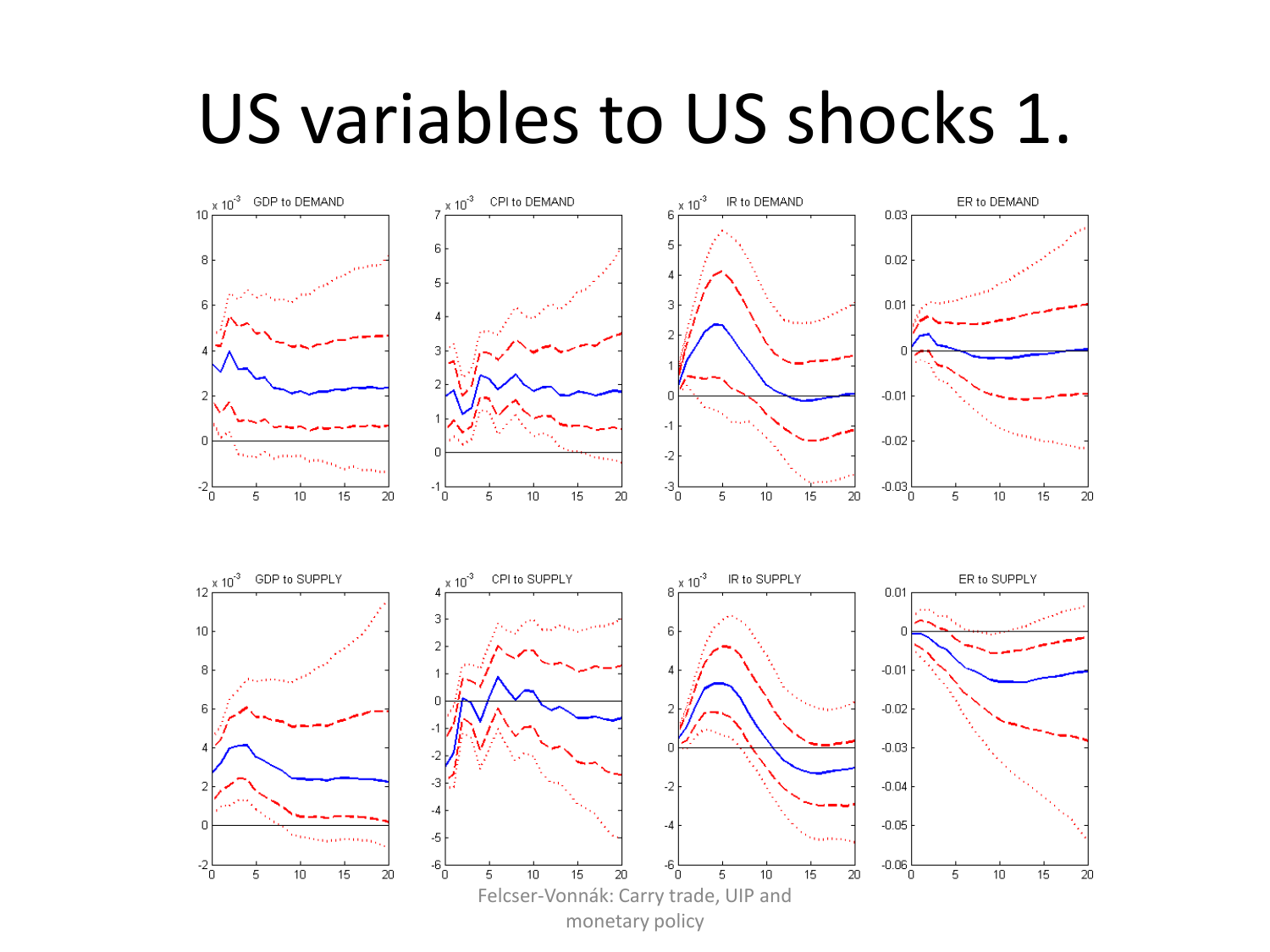# US variables to US shocks 1.

Felcser-Vonnák: Carry trade, UIP and monetary policy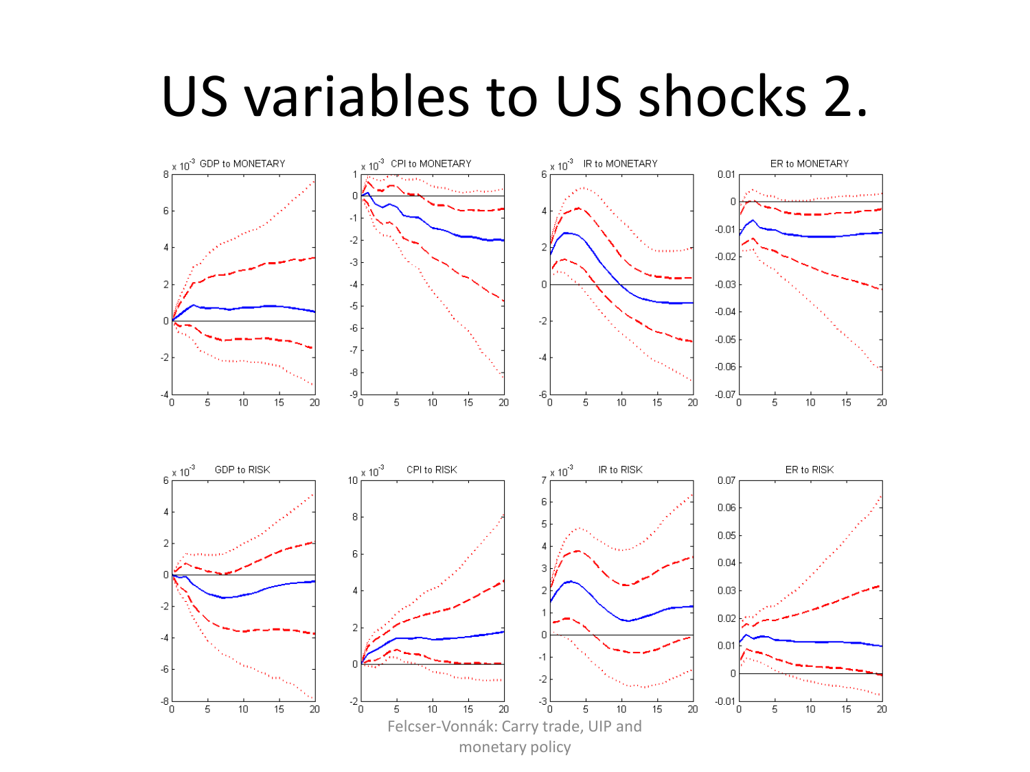# US variables to US shocks 2.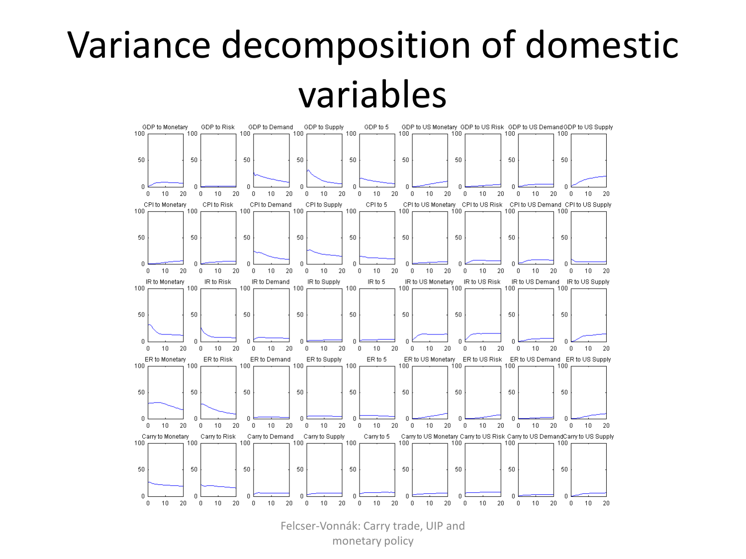# Variance decomposition of domestic variables

GDP to Monetary
GDP to Risk
GDP to Demand
GDP to Supply
GDP to 5
GDP to US Monetary
GDP to US Risk
GDP to US Demand
GDP to US Supply

CPI to Monetary
CPI to Risk
CPI to Demand
CPI to Supply
CPI to 5
CPI to US Monetary
CPI to US Risk
CPI to US Demand
CPI to US Supply

IR to Monetary
IR to Risk
IR to Demand
IR to Supply
IR to 5
IR to US Monetary
IR to US Risk
IR to US Demand
IR to US Supply

ER to Monetary
ER to Risk
ER to Demand
ER to Supply
ER to 5
ER to US Monetary
ER to US Risk
ER to US Demand
ER to US Supply

Carry to Monetary
Carry to Risk
Carry to Demand
Carry to Supply
Carry to 5
Carry to US Monetary
Carry to US Risk
Carry to US Demand
Carry to US Supply

Y-axis: 0, 50, 100
X-axis: 0, 10, 20

Felcser-Vonnák: Carry trade, UIP and monetary policy